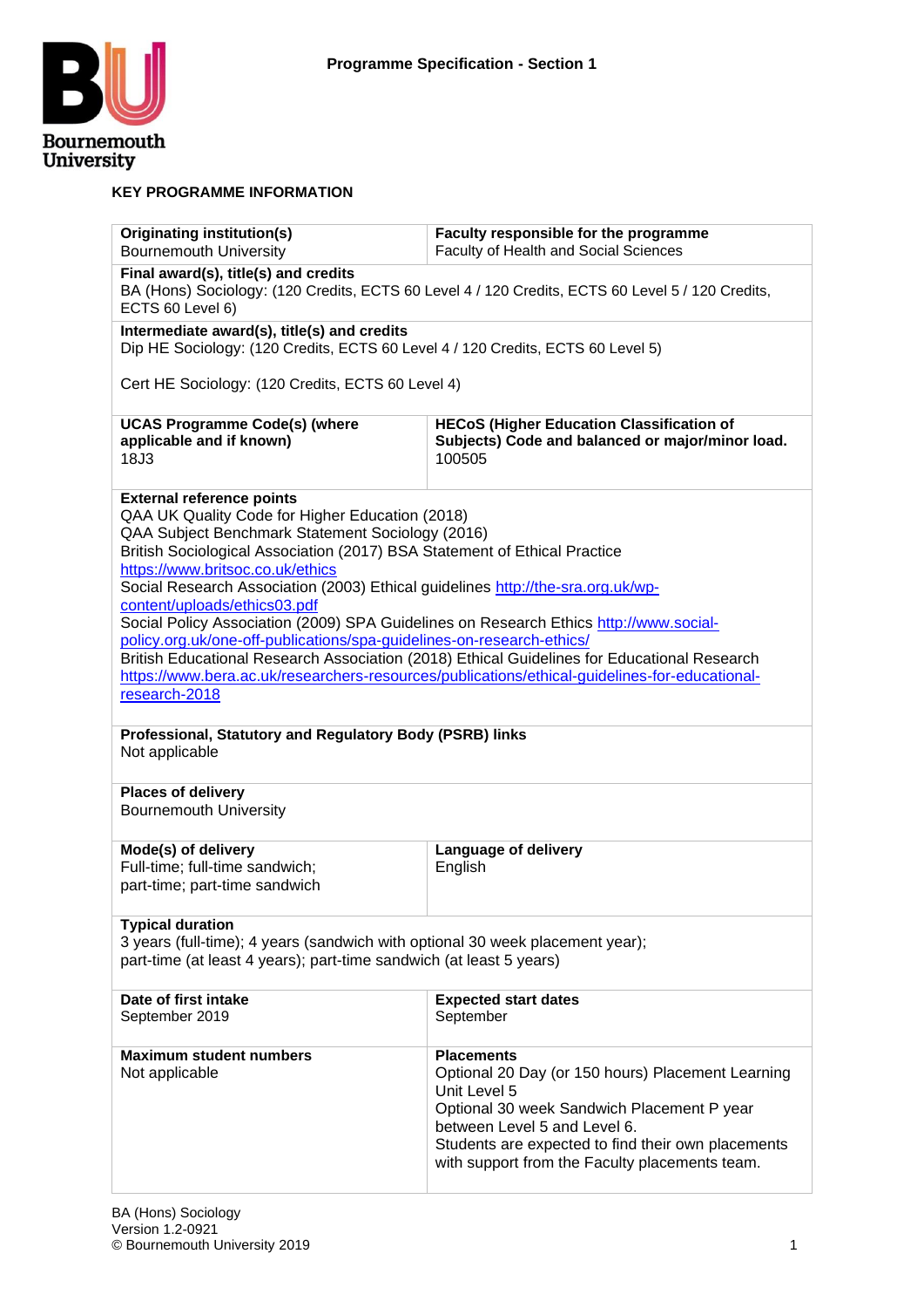# Programme Specification - Section 1

## KEY PROGRAMME INFORMATION

| **Originating institution(s)**<br>Bournemouth University | **Faculty responsible for the programme**<br>Faculty of Health and Social Sciences |
|---|---|
| **Final award(s), title(s) and credits**<br>BA (Hons) Sociology: (120 Credits, ECTS 60 Level 4 / 120 Credits, ECTS 60 Level 5 / 120 Credits, ECTS 60 Level 6) | |
| **Intermediate award(s), title(s) and credits**<br>Dip HE Sociology: (120 Credits, ECTS 60 Level 4 / 120 Credits, ECTS 60 Level 5)<br><br>Cert HE Sociology: (120 Credits, ECTS 60 Level 4) | |
| **UCAS Programme Code(s) (where applicable and if known)**<br>18J3 | **HECoS (Higher Education Classification of Subjects) Code and balanced or major/minor load.**<br>100505 |
| **External reference points**<br>QAA UK Quality Code for Higher Education (2018)<br>QAA Subject Benchmark Statement Sociology (2016)<br>British Sociological Association (2017) BSA Statement of Ethical Practice https://www.britsoc.co.uk/ethics<br>Social Research Association (2003) Ethical guidelines http://the-sra.org.uk/wp-content/uploads/ethics03.pdf<br>Social Policy Association (2009) SPA Guidelines on Research Ethics http://www.social-policy.org.uk/one-off-publications/spa-guidelines-on-research-ethics/<br>British Educational Research Association (2018) Ethical Guidelines for Educational Research https://www.bera.ac.uk/researchers-resources/publications/ethical-guidelines-for-educational-research-2018 | |
| **Professional, Statutory and Regulatory Body (PSRB) links**<br>Not applicable | |
| **Places of delivery**<br>Bournemouth University | |
| **Mode(s) of delivery**<br>Full-time; full-time sandwich;<br>part-time; part-time sandwich | **Language of delivery**<br>English |
| **Typical duration**<br>3 years (full-time); 4 years (sandwich with optional 30 week placement year);<br>part-time (at least 4 years); part-time sandwich (at least 5 years) | |
| **Date of first intake**<br>September 2019 | **Expected start dates**<br>September |
| **Maximum student numbers**<br>Not applicable | **Placements**<br>Optional 20 Day (or 150 hours) Placement Learning Unit Level 5<br>Optional 30 week Sandwich Placement P year between Level 5 and Level 6.<br>Students are expected to find their own placements with support from the Faculty placements team. |

BA (Hons) Sociology
Version 1.2-0921
© Bournemouth University 2019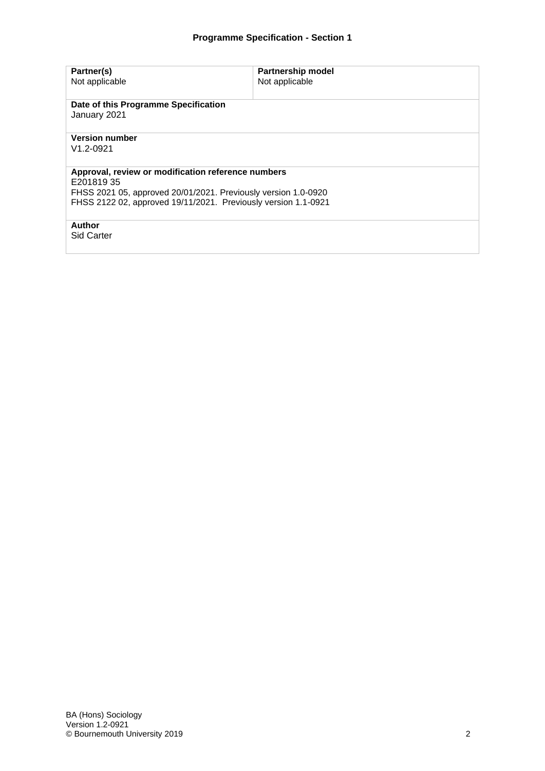### Programme Specification - Section 1

| **Partner(s)**<br>Not applicable | **Partnership model**<br>Not applicable |
|---|---|
| **Date of this Programme Specification**<br>January 2021 | |
| **Version number**<br>V1.2-0921 | |
| **Approval, review or modification reference numbers**<br>E201819 35<br>FHSS 2021 05, approved 20/01/2021. Previously version 1.0-0920<br>FHSS 2122 02, approved 19/11/2021. Previously version 1.1-0921 | |
| **Author**<br>Sid Carter | |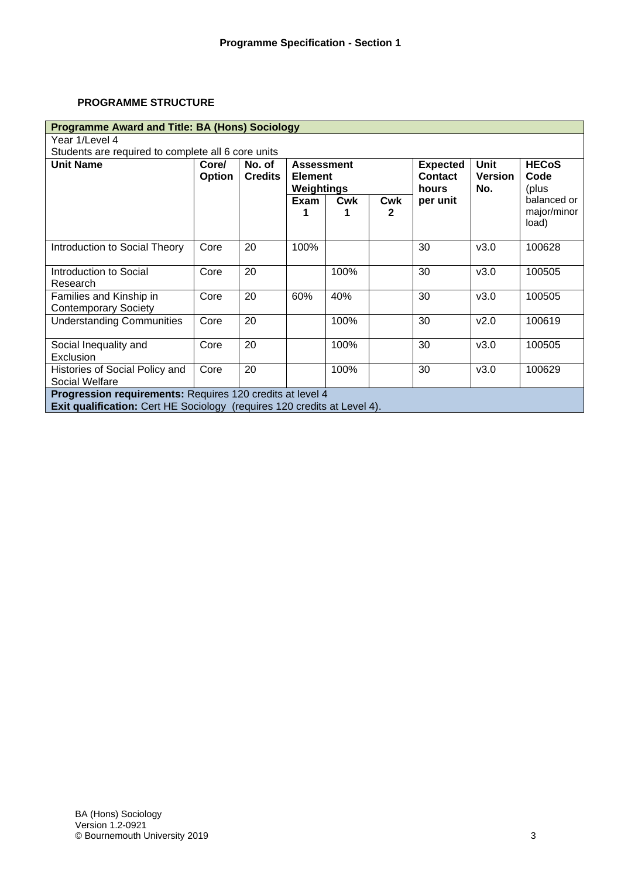**PROGRAMME STRUCTURE**

| **Programme Award and Title: BA (Hons) Sociology** | | | | | | | | |
|---|---|---|---|---|---|---|---|---|
| Year 1/Level 4<br>Students are required to complete all 6 core units | | | | | | | | |
| **Unit Name** | **Core/ Option** | **No. of Credits** | **Assessment Element Weightings** | | | **Expected Contact hours per unit** | **Unit Version No.** | **HECoS Code** (plus balanced or major/minor load) |
| | | | **Exam 1** | **Cwk 1** | **Cwk 2** | | | |
| Introduction to Social Theory | Core | 20 | 100% | | | 30 | v3.0 | 100628 |
| Introduction to Social Research | Core | 20 | | 100% | | 30 | v3.0 | 100505 |
| Families and Kinship in Contemporary Society | Core | 20 | 60% | 40% | | 30 | v3.0 | 100505 |
| Understanding Communities | Core | 20 | | 100% | | 30 | v2.0 | 100619 |
| Social Inequality and Exclusion | Core | 20 | | 100% | | 30 | v3.0 | 100505 |
| Histories of Social Policy and Social Welfare | Core | 20 | | 100% | | 30 | v3.0 | 100629 |
| **Progression requirements:** Requires 120 credits at level 4<br>**Exit qualification:** Cert HE Sociology (requires 120 credits at Level 4). | | | | | | | | |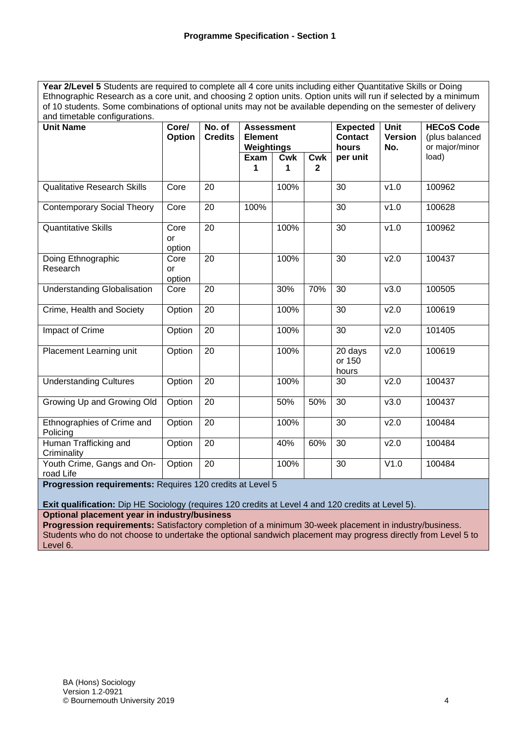## Programme Specification - Section 1

**Year 2/Level 5** Students are required to complete all 4 core units including either Quantitative Skills or Doing Ethnographic Research as a core unit, and choosing 2 option units. Option units will run if selected by a minimum of 10 students. Some combinations of optional units may not be available depending on the semester of delivery and timetable configurations.

| Unit Name | Core/ Option | No. of Credits | Assessment Element Weightings | | | Expected Contact hours per unit | Unit Version No. | HECoS Code (plus balanced or major/minor load) |
|---|---|---|---|---|---|---|---|---|
| | | | Exam 1 | Cwk 1 | Cwk 2 | | | |
| Qualitative Research Skills | Core | 20 | | 100% | | 30 | v1.0 | 100962 |
| Contemporary Social Theory | Core | 20 | 100% | | | 30 | v1.0 | 100628 |
| Quantitative Skills | Core or option | 20 | | 100% | | 30 | v1.0 | 100962 |
| Doing Ethnographic Research | Core or option | 20 | | 100% | | 30 | v2.0 | 100437 |
| Understanding Globalisation | Core | 20 | | 30% | 70% | 30 | v3.0 | 100505 |
| Crime, Health and Society | Option | 20 | | 100% | | 30 | v2.0 | 100619 |
| Impact of Crime | Option | 20 | | 100% | | 30 | v2.0 | 101405 |
| Placement Learning unit | Option | 20 | | 100% | | 20 days or 150 hours | v2.0 | 100619 |
| Understanding Cultures | Option | 20 | | 100% | | 30 | v2.0 | 100437 |
| Growing Up and Growing Old | Option | 20 | | 50% | 50% | 30 | v3.0 | 100437 |
| Ethnographies of Crime and Policing | Option | 20 | | 100% | | 30 | v2.0 | 100484 |
| Human Trafficking and Criminality | Option | 20 | | 40% | 60% | 30 | v2.0 | 100484 |
| Youth Crime, Gangs and On-road Life | Option | 20 | | 100% | | 30 | V1.0 | 100484 |

**Progression requirements:** Requires 120 credits at Level 5

**Exit qualification:** Dip HE Sociology (requires 120 credits at Level 4 and 120 credits at Level 5).

**Optional placement year in industry/business**

**Progression requirements:** Satisfactory completion of a minimum 30-week placement in industry/business. Students who do not choose to undertake the optional sandwich placement may progress directly from Level 5 to Level 6.

BA (Hons) Sociology
Version 1.2-0921
© Bournemouth University 2019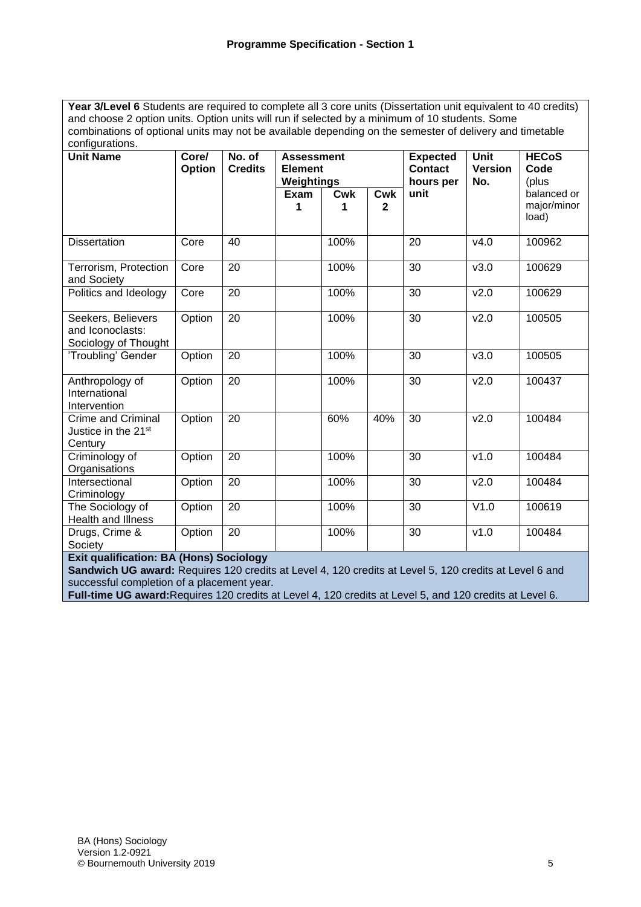## Programme Specification - Section 1

| **Year 3/Level 6** Students are required to complete all 3 core units (Dissertation unit equivalent to 40 credits) and choose 2 option units. Option units will run if selected by a minimum of 10 students. Some combinations of optional units may not be available depending on the semester of delivery and timetable configurations. | | | | | | | | |
|---|---|---|---|---|---|---|---|---|
| **Unit Name** | **Core/ Option** | **No. of Credits** | **Assessment Element Weightings** | | | **Expected Contact hours per unit** | **Unit Version No.** | **HECoS Code** (plus balanced or major/minor load) |
| | | | **Exam 1** | **Cwk 1** | **Cwk 2** | | | |
| Dissertation | Core | 40 | | 100% | | 20 | v4.0 | 100962 |
| Terrorism, Protection and Society | Core | 20 | | 100% | | 30 | v3.0 | 100629 |
| Politics and Ideology | Core | 20 | | 100% | | 30 | v2.0 | 100629 |
| Seekers, Believers and Iconoclasts: Sociology of Thought | Option | 20 | | 100% | | 30 | v2.0 | 100505 |
| 'Troubling' Gender | Option | 20 | | 100% | | 30 | v3.0 | 100505 |
| Anthropology of International Intervention | Option | 20 | | 100% | | 30 | v2.0 | 100437 |
| Crime and Criminal Justice in the 21st Century | Option | 20 | | 60% | 40% | 30 | v2.0 | 100484 |
| Criminology of Organisations | Option | 20 | | 100% | | 30 | v1.0 | 100484 |
| Intersectional Criminology | Option | 20 | | 100% | | 30 | v2.0 | 100484 |
| The Sociology of Health and Illness | Option | 20 | | 100% | | 30 | V1.0 | 100619 |
| Drugs, Crime & Society | Option | 20 | | 100% | | 30 | v1.0 | 100484 |

**Exit qualification: BA (Hons) Sociology**

**Sandwich UG award:** Requires 120 credits at Level 4, 120 credits at Level 5, 120 credits at Level 6 and successful completion of a placement year.

**Full-time UG award:** Requires 120 credits at Level 4, 120 credits at Level 5, and 120 credits at Level 6.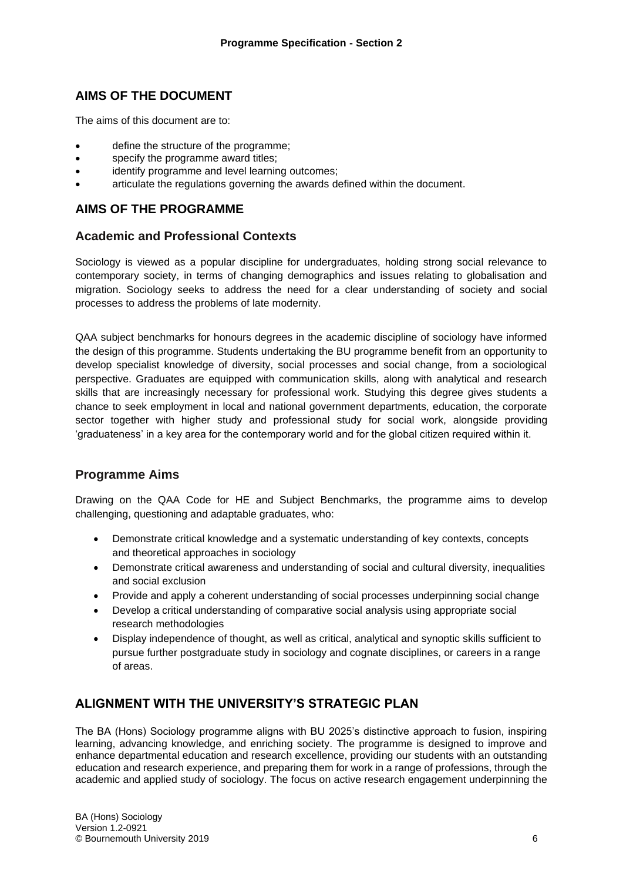## AIMS OF THE DOCUMENT

The aims of this document are to:

- define the structure of the programme;
- specify the programme award titles;
- identify programme and level learning outcomes;
- articulate the regulations governing the awards defined within the document.

## AIMS OF THE PROGRAMME

### Academic and Professional Contexts

Sociology is viewed as a popular discipline for undergraduates, holding strong social relevance to contemporary society, in terms of changing demographics and issues relating to globalisation and migration. Sociology seeks to address the need for a clear understanding of society and social processes to address the problems of late modernity.

QAA subject benchmarks for honours degrees in the academic discipline of sociology have informed the design of this programme. Students undertaking the BU programme benefit from an opportunity to develop specialist knowledge of diversity, social processes and social change, from a sociological perspective. Graduates are equipped with communication skills, along with analytical and research skills that are increasingly necessary for professional work. Studying this degree gives students a chance to seek employment in local and national government departments, education, the corporate sector together with higher study and professional study for social work, alongside providing 'graduateness' in a key area for the contemporary world and for the global citizen required within it.

### Programme Aims

Drawing on the QAA Code for HE and Subject Benchmarks, the programme aims to develop challenging, questioning and adaptable graduates, who:

- Demonstrate critical knowledge and a systematic understanding of key contexts, concepts and theoretical approaches in sociology
- Demonstrate critical awareness and understanding of social and cultural diversity, inequalities and social exclusion
- Provide and apply a coherent understanding of social processes underpinning social change
- Develop a critical understanding of comparative social analysis using appropriate social research methodologies
- Display independence of thought, as well as critical, analytical and synoptic skills sufficient to pursue further postgraduate study in sociology and cognate disciplines, or careers in a range of areas.

## ALIGNMENT WITH THE UNIVERSITY'S STRATEGIC PLAN

The BA (Hons) Sociology programme aligns with BU 2025's distinctive approach to fusion, inspiring learning, advancing knowledge, and enriching society. The programme is designed to improve and enhance departmental education and research excellence, providing our students with an outstanding education and research experience, and preparing them for work in a range of professions, through the academic and applied study of sociology. The focus on active research engagement underpinning the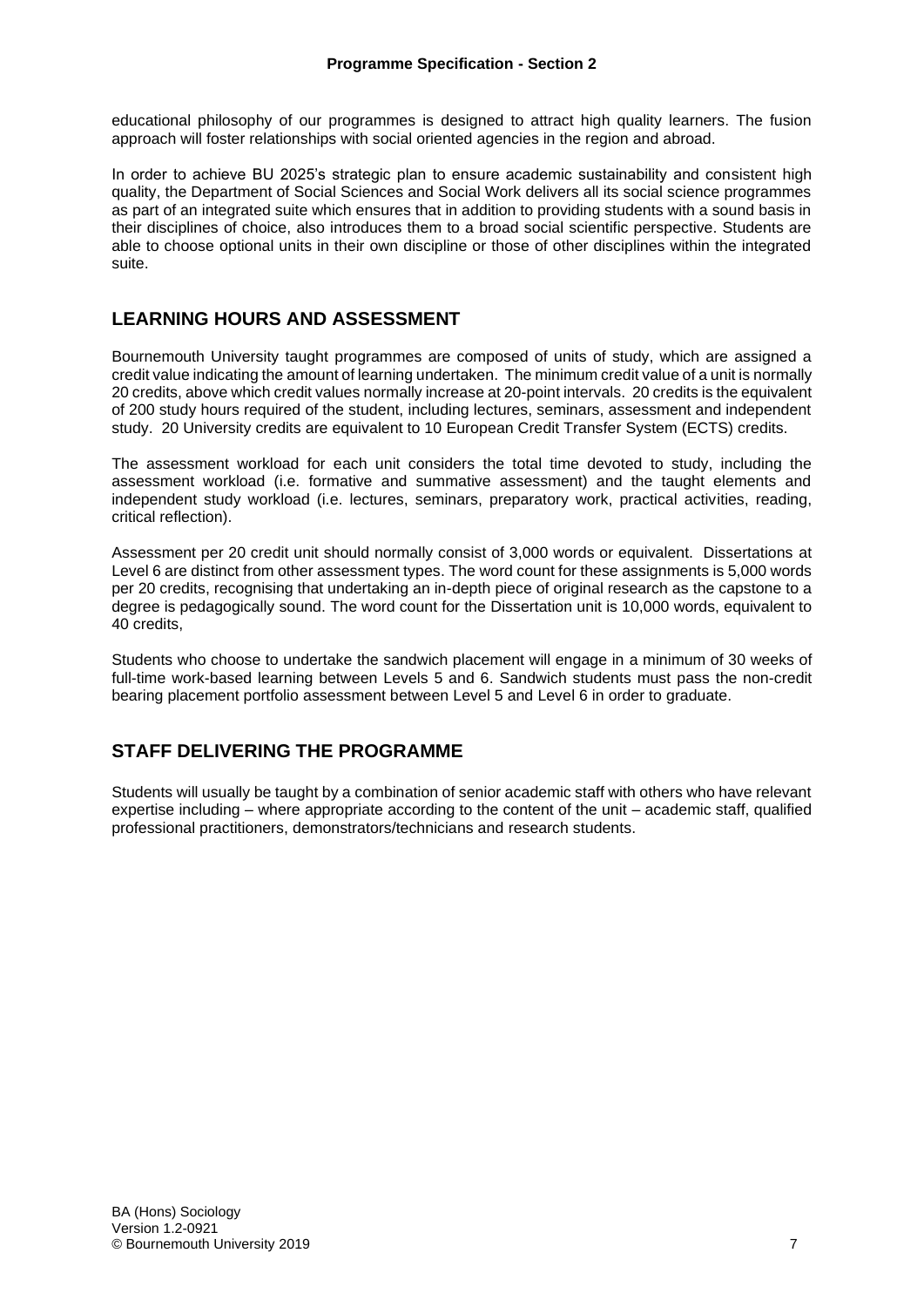educational philosophy of our programmes is designed to attract high quality learners. The fusion approach will foster relationships with social oriented agencies in the region and abroad.

In order to achieve BU 2025's strategic plan to ensure academic sustainability and consistent high quality, the Department of Social Sciences and Social Work delivers all its social science programmes as part of an integrated suite which ensures that in addition to providing students with a sound basis in their disciplines of choice, also introduces them to a broad social scientific perspective. Students are able to choose optional units in their own discipline or those of other disciplines within the integrated suite.

## LEARNING HOURS AND ASSESSMENT

Bournemouth University taught programmes are composed of units of study, which are assigned a credit value indicating the amount of learning undertaken. The minimum credit value of a unit is normally 20 credits, above which credit values normally increase at 20-point intervals. 20 credits is the equivalent of 200 study hours required of the student, including lectures, seminars, assessment and independent study. 20 University credits are equivalent to 10 European Credit Transfer System (ECTS) credits.

The assessment workload for each unit considers the total time devoted to study, including the assessment workload (i.e. formative and summative assessment) and the taught elements and independent study workload (i.e. lectures, seminars, preparatory work, practical activities, reading, critical reflection).

Assessment per 20 credit unit should normally consist of 3,000 words or equivalent. Dissertations at Level 6 are distinct from other assessment types. The word count for these assignments is 5,000 words per 20 credits, recognising that undertaking an in-depth piece of original research as the capstone to a degree is pedagogically sound. The word count for the Dissertation unit is 10,000 words, equivalent to 40 credits,

Students who choose to undertake the sandwich placement will engage in a minimum of 30 weeks of full-time work-based learning between Levels 5 and 6. Sandwich students must pass the non-credit bearing placement portfolio assessment between Level 5 and Level 6 in order to graduate.

## STAFF DELIVERING THE PROGRAMME

Students will usually be taught by a combination of senior academic staff with others who have relevant expertise including – where appropriate according to the content of the unit – academic staff, qualified professional practitioners, demonstrators/technicians and research students.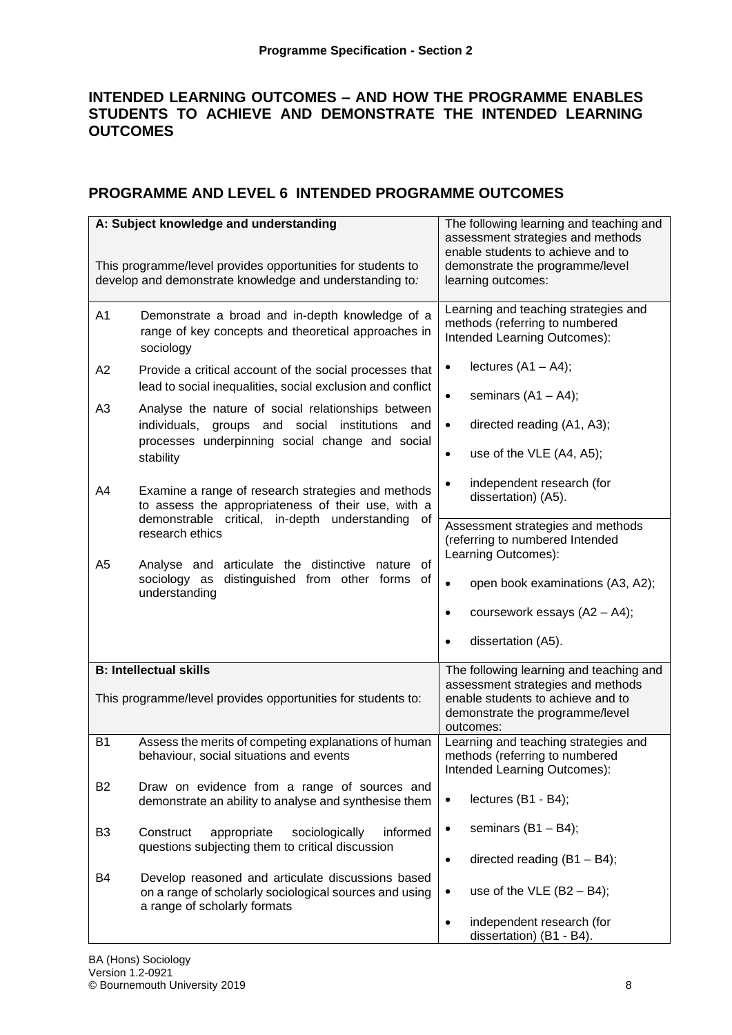**Programme Specification - Section 2**

## INTENDED LEARNING OUTCOMES – AND HOW THE PROGRAMME ENABLES STUDENTS TO ACHIEVE AND DEMONSTRATE THE INTENDED LEARNING OUTCOMES

## PROGRAMME AND LEVEL 6 INTENDED PROGRAMME OUTCOMES

| **A: Subject knowledge and understanding**<br><br>This programme/level provides opportunities for students to develop and demonstrate knowledge and understanding to: | The following learning and teaching and assessment strategies and methods enable students to achieve and to demonstrate the programme/level learning outcomes: |
|---|---|
| A1 Demonstrate a broad and in-depth knowledge of a range of key concepts and theoretical approaches in sociology<br><br>A2 Provide a critical account of the social processes that lead to social inequalities, social exclusion and conflict<br><br>A3 Analyse the nature of social relationships between individuals, groups and social institutions and processes underpinning social change and social stability<br><br>A4 Examine a range of research strategies and methods to assess the appropriateness of their use, with a demonstrable critical, in-depth understanding of research ethics<br><br>A5 Analyse and articulate the distinctive nature of sociology as distinguished from other forms of understanding | Learning and teaching strategies and methods (referring to numbered Intended Learning Outcomes):<br><br>• lectures (A1 – A4);<br>• seminars (A1 – A4);<br>• directed reading (A1, A3);<br>• use of the VLE (A4, A5);<br>• independent research (for dissertation) (A5).<br><br>Assessment strategies and methods (referring to numbered Intended Learning Outcomes):<br><br>• open book examinations (A3, A2);<br>• coursework essays (A2 – A4);<br>• dissertation (A5). |
| **B: Intellectual skills**<br><br>This programme/level provides opportunities for students to: | The following learning and teaching and assessment strategies and methods enable students to achieve and to demonstrate the programme/level outcomes: |
| B1 Assess the merits of competing explanations of human behaviour, social situations and events<br><br>B2 Draw on evidence from a range of sources and demonstrate an ability to analyse and synthesise them<br><br>B3 Construct appropriate sociologically informed questions subjecting them to critical discussion<br><br>B4 Develop reasoned and articulate discussions based on a range of scholarly sociological sources and using a range of scholarly formats | Learning and teaching strategies and methods (referring to numbered Intended Learning Outcomes):<br><br>• lectures (B1 - B4);<br>• seminars (B1 – B4);<br>• directed reading (B1 – B4);<br>• use of the VLE (B2 – B4);<br>• independent research (for dissertation) (B1 - B4). |

BA (Hons) Sociology
Version 1.2-0921
© Bournemouth University 2019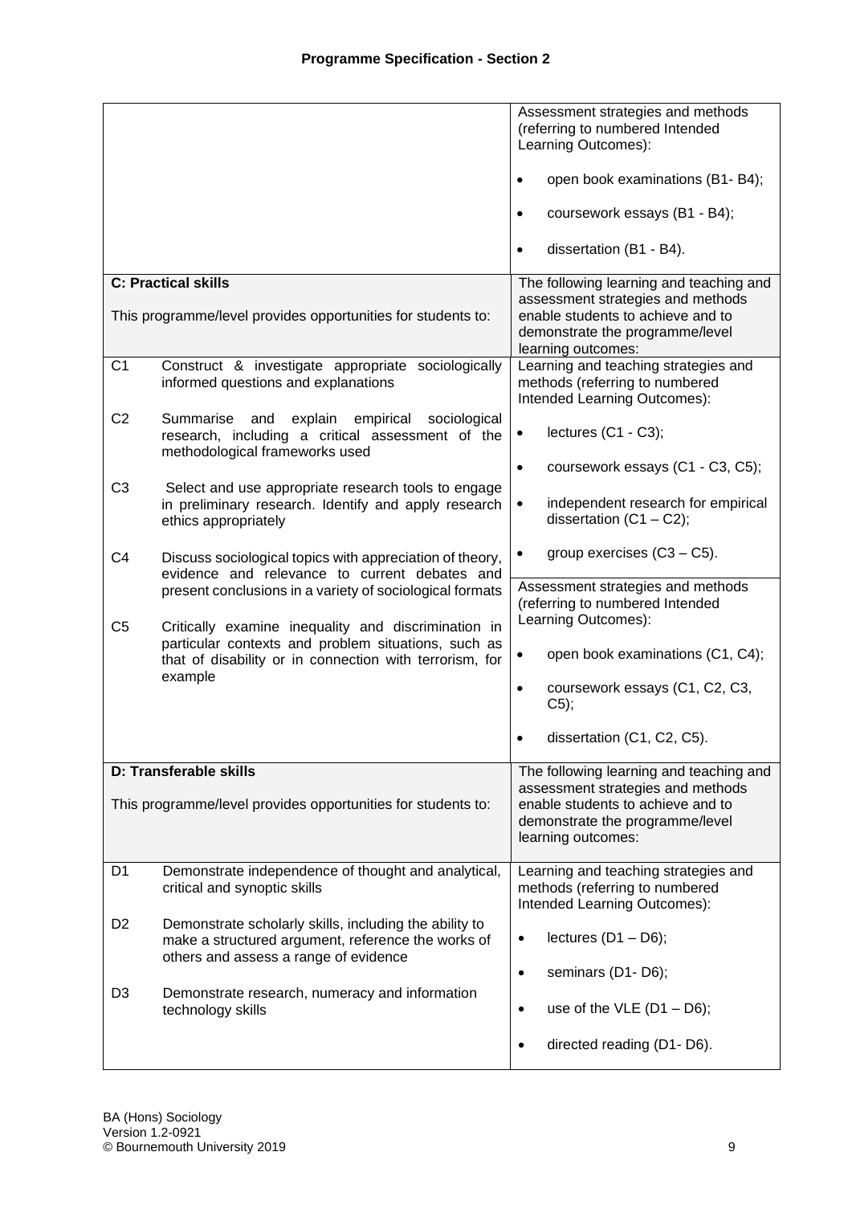## Programme Specification - Section 2

| | |
|---|---|
| | Assessment strategies and methods (referring to numbered Intended Learning Outcomes):<br><br>• open book examinations (B1- B4);<br>• coursework essays (B1 - B4);<br>• dissertation (B1 - B4). |
| **C: Practical skills**<br><br>This programme/level provides opportunities for students to: | The following learning and teaching and assessment strategies and methods enable students to achieve and to demonstrate the programme/level learning outcomes: |
| C1 Construct & investigate appropriate sociologically informed questions and explanations<br><br>C2 Summarise and explain empirical sociological research, including a critical assessment of the methodological frameworks used<br><br>C3 Select and use appropriate research tools to engage in preliminary research. Identify and apply research ethics appropriately<br><br>C4 Discuss sociological topics with appreciation of theory, evidence and relevance to current debates and present conclusions in a variety of sociological formats<br><br>C5 Critically examine inequality and discrimination in particular contexts and problem situations, such as that of disability or in connection with terrorism, for example | Learning and teaching strategies and methods (referring to numbered Intended Learning Outcomes):<br><br>• lectures (C1 - C3);<br>• coursework essays (C1 - C3, C5);<br>• independent research for empirical dissertation (C1 – C2);<br>• group exercises (C3 – C5).<br><br>Assessment strategies and methods (referring to numbered Intended Learning Outcomes):<br><br>• open book examinations (C1, C4);<br>• coursework essays (C1, C2, C3, C5);<br>• dissertation (C1, C2, C5). |
| **D: Transferable skills**<br><br>This programme/level provides opportunities for students to: | The following learning and teaching and assessment strategies and methods enable students to achieve and to demonstrate the programme/level learning outcomes: |
| D1 Demonstrate independence of thought and analytical, critical and synoptic skills<br><br>D2 Demonstrate scholarly skills, including the ability to make a structured argument, reference the works of others and assess a range of evidence<br><br>D3 Demonstrate research, numeracy and information technology skills | Learning and teaching strategies and methods (referring to numbered Intended Learning Outcomes):<br><br>• lectures (D1 – D6);<br>• seminars (D1- D6);<br>• use of the VLE (D1 – D6);<br>• directed reading (D1- D6). |

BA (Hons) Sociology
Version 1.2-0921
© Bournemouth University 2019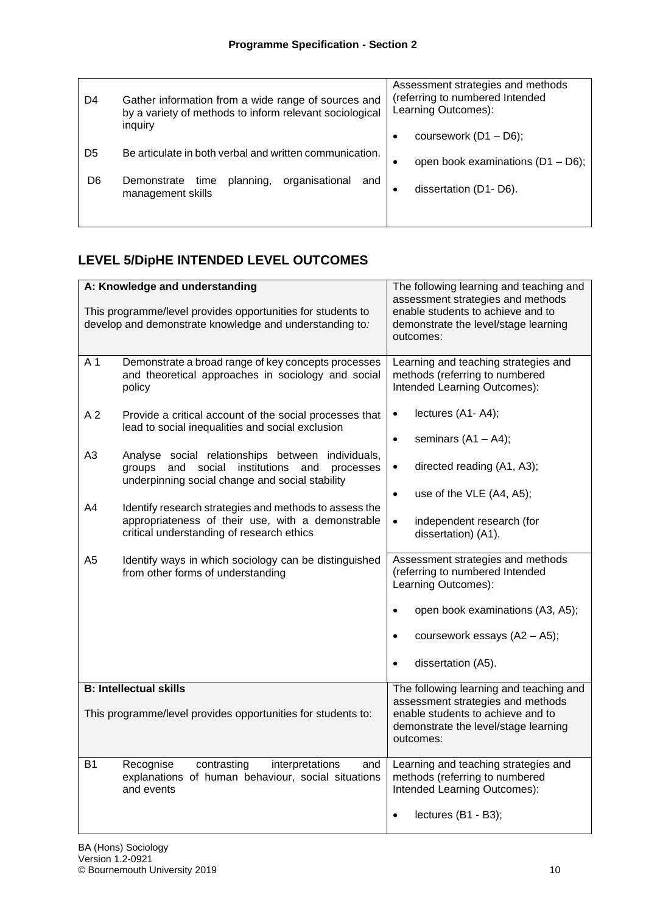| | | |
|---|---|---|
| D4 | Gather information from a wide range of sources and by a variety of methods to inform relevant sociological inquiry | Assessment strategies and methods (referring to numbered Intended Learning Outcomes):<br><br>• coursework (D1 – D6);<br><br>• open book examinations (D1 – D6);<br><br>• dissertation (D1- D6). |
| D5 | Be articulate in both verbal and written communication. | |
| D6 | Demonstrate time planning, organisational and management skills | |

## LEVEL 5/DipHE INTENDED LEVEL OUTCOMES

| | | |
|---|---|---|
| **A: Knowledge and understanding**<br><br>This programme/level provides opportunities for students to develop and demonstrate knowledge and understanding to: | | The following learning and teaching and assessment strategies and methods enable students to achieve and to demonstrate the level/stage learning outcomes: |
| A 1 | Demonstrate a broad range of key concepts processes and theoretical approaches in sociology and social policy | Learning and teaching strategies and methods (referring to numbered Intended Learning Outcomes):<br><br>• lectures (A1- A4);<br><br>• seminars (A1 – A4);<br><br>• directed reading (A1, A3);<br><br>• use of the VLE (A4, A5);<br><br>• independent research (for dissertation) (A1). |
| A 2 | Provide a critical account of the social processes that lead to social inequalities and social exclusion | |
| A3 | Analyse social relationships between individuals, groups and social institutions and processes underpinning social change and social stability | |
| A4 | Identify research strategies and methods to assess the appropriateness of their use, with a demonstrable critical understanding of research ethics | |
| A5 | Identify ways in which sociology can be distinguished from other forms of understanding | Assessment strategies and methods (referring to numbered Intended Learning Outcomes):<br><br>• open book examinations (A3, A5);<br><br>• coursework essays (A2 – A5);<br><br>• dissertation (A5). |
| **B: Intellectual skills**<br><br>This programme/level provides opportunities for students to: | | The following learning and teaching and assessment strategies and methods enable students to achieve and to demonstrate the level/stage learning outcomes: |
| B1 | Recognise contrasting interpretations and explanations of human behaviour, social situations and events | Learning and teaching strategies and methods (referring to numbered Intended Learning Outcomes):<br><br>• lectures (B1 - B3); |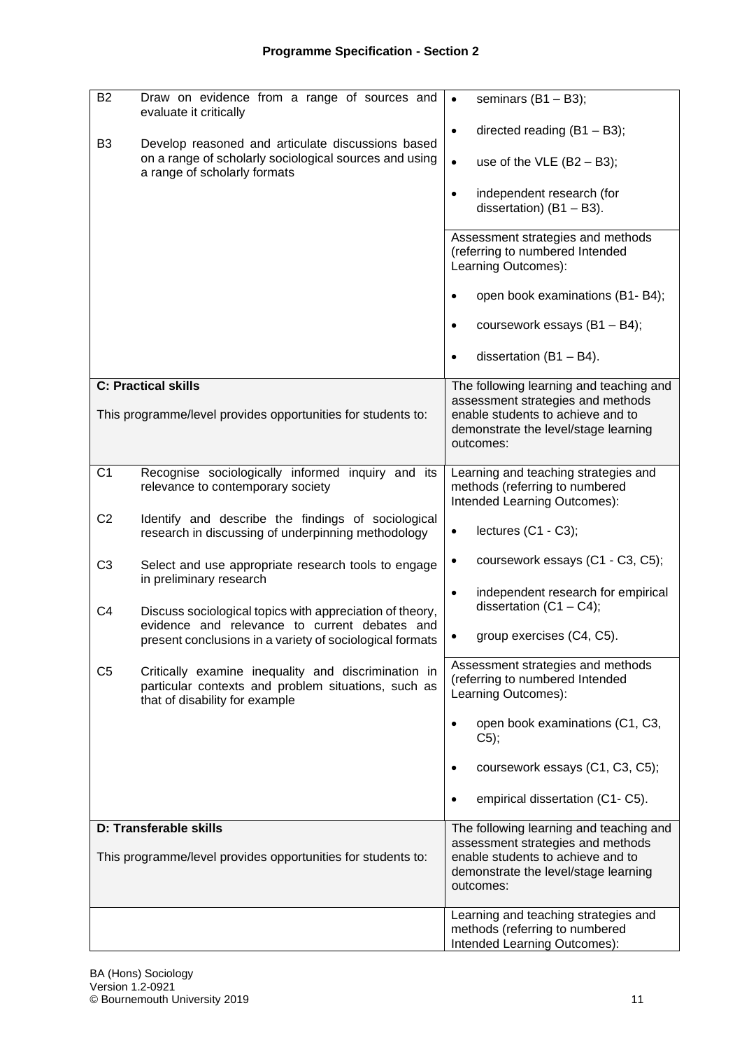## Programme Specification - Section 2

| | |
|---|---|
| B2 Draw on evidence from a range of sources and evaluate it critically<br><br>B3 Develop reasoned and articulate discussions based on a range of scholarly sociological sources and using a range of scholarly formats | • seminars (B1 – B3);<br>• directed reading (B1 – B3);<br>• use of the VLE (B2 – B3);<br>• independent research (for dissertation) (B1 – B3). |
| | Assessment strategies and methods (referring to numbered Intended Learning Outcomes):<br><br>• open book examinations (B1- B4);<br>• coursework essays (B1 – B4);<br>• dissertation (B1 – B4). |
| **C: Practical skills**<br><br>This programme/level provides opportunities for students to: | The following learning and teaching and assessment strategies and methods enable students to achieve and to demonstrate the level/stage learning outcomes: |
| C1 Recognise sociologically informed inquiry and its relevance to contemporary society<br><br>C2 Identify and describe the findings of sociological research in discussing of underpinning methodology<br><br>C3 Select and use appropriate research tools to engage in preliminary research<br><br>C4 Discuss sociological topics with appreciation of theory, evidence and relevance to current debates and present conclusions in a variety of sociological formats<br><br>C5 Critically examine inequality and discrimination in particular contexts and problem situations, such as that of disability for example | Learning and teaching strategies and methods (referring to numbered Intended Learning Outcomes):<br><br>• lectures (C1 - C3);<br>• coursework essays (C1 - C3, C5);<br>• independent research for empirical dissertation (C1 – C4);<br>• group exercises (C4, C5). |
| | Assessment strategies and methods (referring to numbered Intended Learning Outcomes):<br><br>• open book examinations (C1, C3, C5);<br>• coursework essays (C1, C3, C5);<br>• empirical dissertation (C1- C5). |
| **D: Transferable skills**<br><br>This programme/level provides opportunities for students to: | The following learning and teaching and assessment strategies and methods enable students to achieve and to demonstrate the level/stage learning outcomes: |
| | Learning and teaching strategies and methods (referring to numbered Intended Learning Outcomes): |

BA (Hons) Sociology
Version 1.2-0921
© Bournemouth University 2019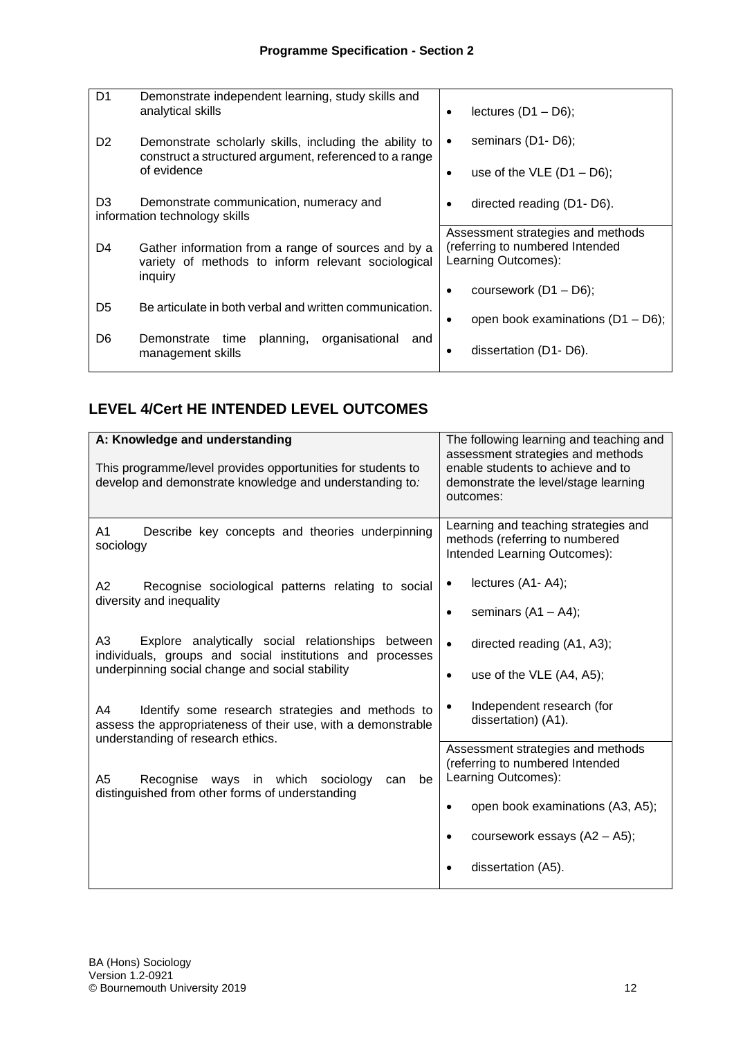| | |
|---|---|
| D1 Demonstrate independent learning, study skills and analytical skills<br><br>D2 Demonstrate scholarly skills, including the ability to construct a structured argument, referenced to a range of evidence<br><br>D3 Demonstrate communication, numeracy and information technology skills<br><br>D4 Gather information from a range of sources and by a variety of methods to inform relevant sociological inquiry<br><br>D5 Be articulate in both verbal and written communication.<br><br>D6 Demonstrate time planning, organisational and management skills | • lectures (D1 – D6);<br>• seminars (D1- D6);<br>• use of the VLE (D1 – D6);<br>• directed reading (D1- D6).<br><br>Assessment strategies and methods (referring to numbered Intended Learning Outcomes):<br><br>• coursework (D1 – D6);<br>• open book examinations (D1 – D6);<br>• dissertation (D1- D6). |

## LEVEL 4/Cert HE INTENDED LEVEL OUTCOMES

| **A: Knowledge and understanding**<br><br>This programme/level provides opportunities for students to develop and demonstrate knowledge and understanding to: | The following learning and teaching and assessment strategies and methods enable students to achieve and to demonstrate the level/stage learning outcomes: |
|---|---|
| A1 Describe key concepts and theories underpinning sociology<br><br>A2 Recognise sociological patterns relating to social diversity and inequality<br><br>A3 Explore analytically social relationships between individuals, groups and social institutions and processes underpinning social change and social stability<br><br>A4 Identify some research strategies and methods to assess the appropriateness of their use, with a demonstrable understanding of research ethics.<br><br>A5 Recognise ways in which sociology can be distinguished from other forms of understanding | Learning and teaching strategies and methods (referring to numbered Intended Learning Outcomes):<br><br>• lectures (A1- A4);<br>• seminars (A1 – A4);<br>• directed reading (A1, A3);<br>• use of the VLE (A4, A5);<br>• Independent research (for dissertation) (A1).<br><br>Assessment strategies and methods (referring to numbered Intended Learning Outcomes):<br><br>• open book examinations (A3, A5);<br>• coursework essays (A2 – A5);<br>• dissertation (A5). |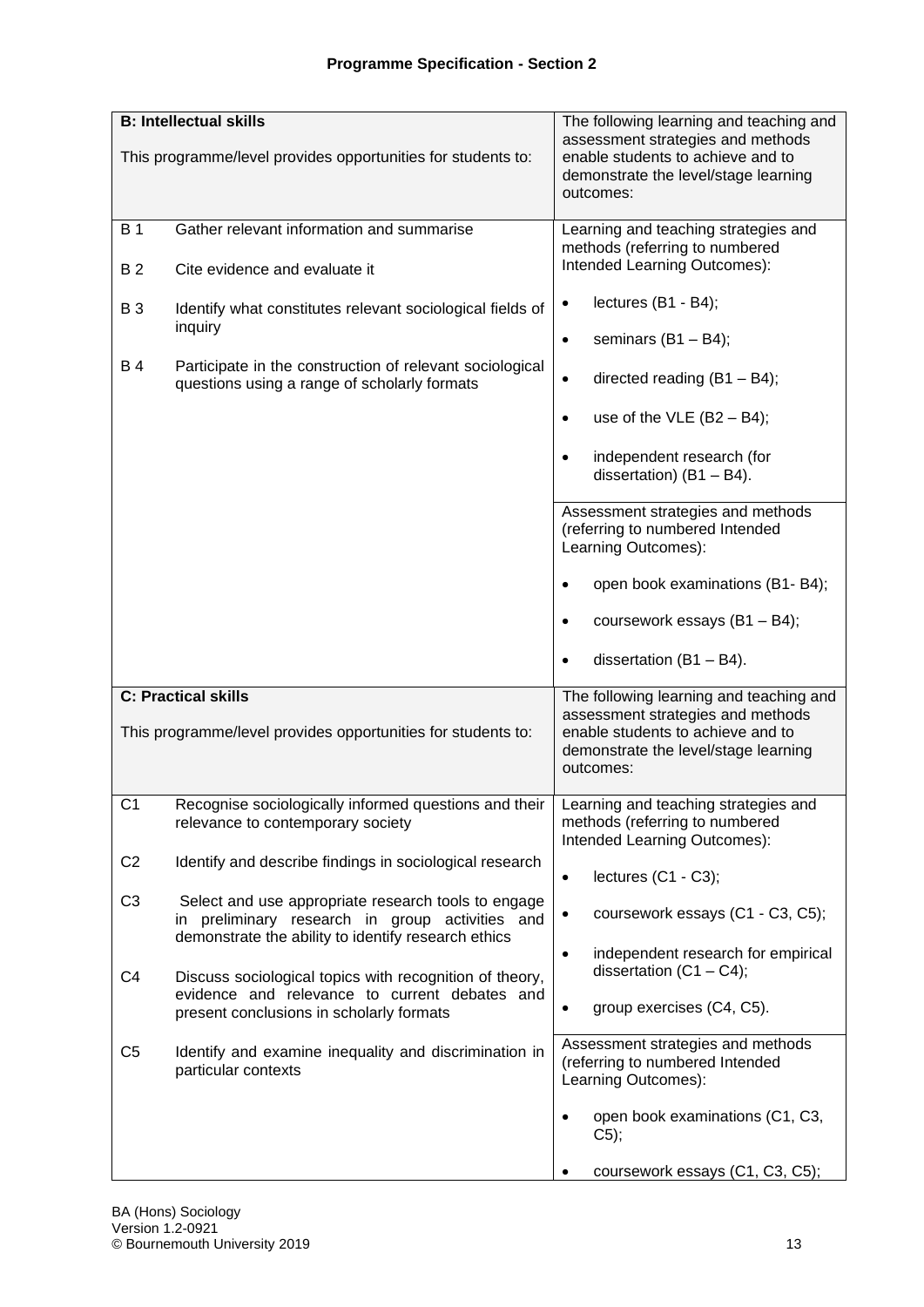## Programme Specification - Section 2

| **B: Intellectual skills**<br><br>This programme/level provides opportunities for students to: | The following learning and teaching and assessment strategies and methods enable students to achieve and to demonstrate the level/stage learning outcomes: |
|---|---|
| B 1 Gather relevant information and summarise<br><br>B 2 Cite evidence and evaluate it<br><br>B 3 Identify what constitutes relevant sociological fields of inquiry<br><br>B 4 Participate in the construction of relevant sociological questions using a range of scholarly formats | Learning and teaching strategies and methods (referring to numbered Intended Learning Outcomes):<br><br>• lectures (B1 - B4);<br>• seminars (B1 – B4);<br>• directed reading (B1 – B4);<br>• use of the VLE (B2 – B4);<br>• independent research (for dissertation) (B1 – B4).<br><br>Assessment strategies and methods (referring to numbered Intended Learning Outcomes):<br><br>• open book examinations (B1- B4);<br>• coursework essays (B1 – B4);<br>• dissertation (B1 – B4). |
| **C: Practical skills**<br><br>This programme/level provides opportunities for students to: | The following learning and teaching and assessment strategies and methods enable students to achieve and to demonstrate the level/stage learning outcomes: |
| C1 Recognise sociologically informed questions and their relevance to contemporary society<br><br>C2 Identify and describe findings in sociological research<br><br>C3 Select and use appropriate research tools to engage in preliminary research in group activities and demonstrate the ability to identify research ethics<br><br>C4 Discuss sociological topics with recognition of theory, evidence and relevance to current debates and present conclusions in scholarly formats<br><br>C5 Identify and examine inequality and discrimination in particular contexts | Learning and teaching strategies and methods (referring to numbered Intended Learning Outcomes):<br><br>• lectures (C1 - C3);<br>• coursework essays (C1 - C3, C5);<br>• independent research for empirical dissertation (C1 – C4);<br>• group exercises (C4, C5).<br><br>Assessment strategies and methods (referring to numbered Intended Learning Outcomes):<br><br>• open book examinations (C1, C3, C5);<br>• coursework essays (C1, C3, C5); |

BA (Hons) Sociology
Version 1.2-0921
© Bournemouth University 2019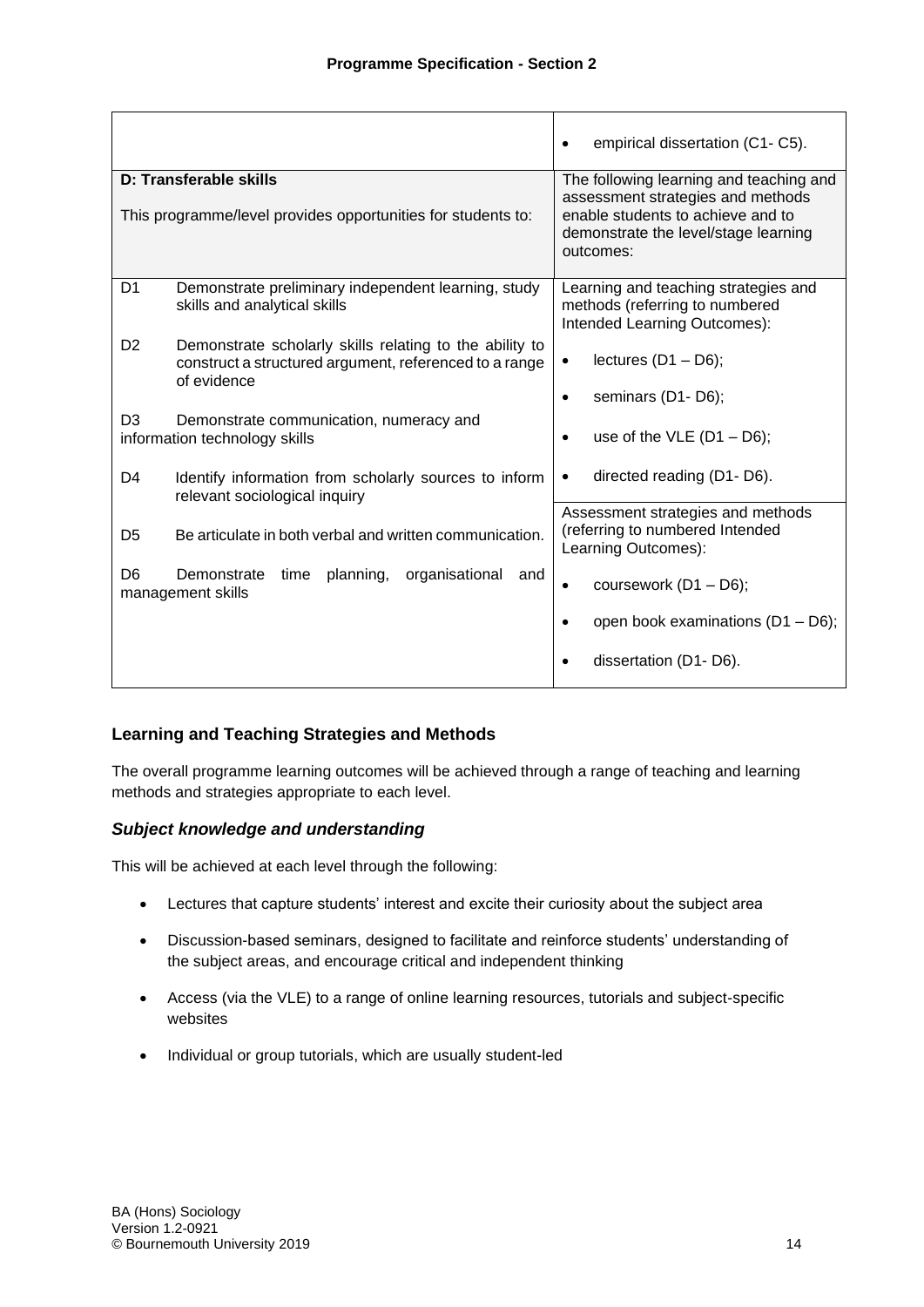| | |
|---|---|
| | • empirical dissertation (C1- C5). |
| **D: Transferable skills**<br><br>This programme/level provides opportunities for students to: | The following learning and teaching and assessment strategies and methods enable students to achieve and to demonstrate the level/stage learning outcomes: |
| D1 Demonstrate preliminary independent learning, study skills and analytical skills<br><br>D2 Demonstrate scholarly skills relating to the ability to construct a structured argument, referenced to a range of evidence<br><br>D3 Demonstrate communication, numeracy and information technology skills<br><br>D4 Identify information from scholarly sources to inform relevant sociological inquiry<br><br>D5 Be articulate in both verbal and written communication.<br><br>D6 Demonstrate time planning, organisational and management skills | Learning and teaching strategies and methods (referring to numbered Intended Learning Outcomes):<br><br>• lectures (D1 – D6);<br>• seminars (D1- D6);<br>• use of the VLE (D1 – D6);<br>• directed reading (D1- D6).<br><br>Assessment strategies and methods (referring to numbered Intended Learning Outcomes):<br><br>• coursework (D1 – D6);<br>• open book examinations (D1 – D6);<br>• dissertation (D1- D6). |

## Learning and Teaching Strategies and Methods

The overall programme learning outcomes will be achieved through a range of teaching and learning methods and strategies appropriate to each level.

### *Subject knowledge and understanding*

This will be achieved at each level through the following:

- Lectures that capture students' interest and excite their curiosity about the subject area
- Discussion-based seminars, designed to facilitate and reinforce students' understanding of the subject areas, and encourage critical and independent thinking
- Access (via the VLE) to a range of online learning resources, tutorials and subject-specific websites
- Individual or group tutorials, which are usually student-led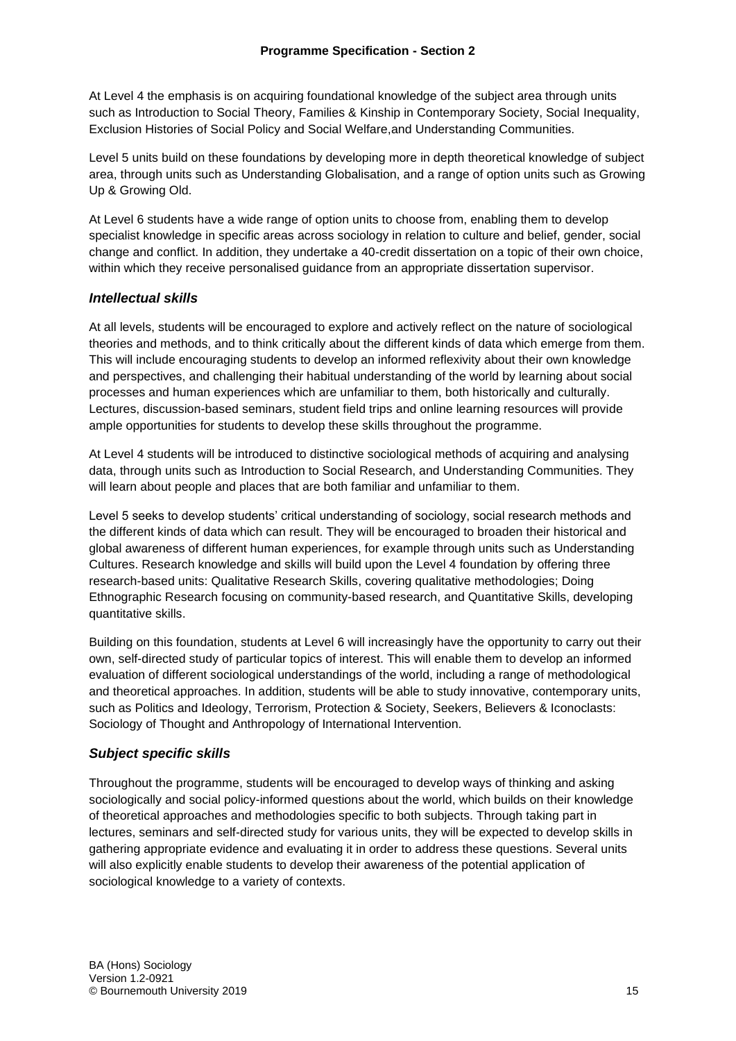At Level 4 the emphasis is on acquiring foundational knowledge of the subject area through units such as Introduction to Social Theory, Families & Kinship in Contemporary Society, Social Inequality, Exclusion Histories of Social Policy and Social Welfare,and Understanding Communities.

Level 5 units build on these foundations by developing more in depth theoretical knowledge of subject area, through units such as Understanding Globalisation, and a range of option units such as Growing Up & Growing Old.

At Level 6 students have a wide range of option units to choose from, enabling them to develop specialist knowledge in specific areas across sociology in relation to culture and belief, gender, social change and conflict. In addition, they undertake a 40-credit dissertation on a topic of their own choice, within which they receive personalised guidance from an appropriate dissertation supervisor.

### *Intellectual skills*

At all levels, students will be encouraged to explore and actively reflect on the nature of sociological theories and methods, and to think critically about the different kinds of data which emerge from them. This will include encouraging students to develop an informed reflexivity about their own knowledge and perspectives, and challenging their habitual understanding of the world by learning about social processes and human experiences which are unfamiliar to them, both historically and culturally. Lectures, discussion-based seminars, student field trips and online learning resources will provide ample opportunities for students to develop these skills throughout the programme.

At Level 4 students will be introduced to distinctive sociological methods of acquiring and analysing data, through units such as Introduction to Social Research, and Understanding Communities. They will learn about people and places that are both familiar and unfamiliar to them.

Level 5 seeks to develop students' critical understanding of sociology, social research methods and the different kinds of data which can result. They will be encouraged to broaden their historical and global awareness of different human experiences, for example through units such as Understanding Cultures. Research knowledge and skills will build upon the Level 4 foundation by offering three research-based units: Qualitative Research Skills, covering qualitative methodologies; Doing Ethnographic Research focusing on community-based research, and Quantitative Skills, developing quantitative skills.

Building on this foundation, students at Level 6 will increasingly have the opportunity to carry out their own, self-directed study of particular topics of interest. This will enable them to develop an informed evaluation of different sociological understandings of the world, including a range of methodological and theoretical approaches. In addition, students will be able to study innovative, contemporary units, such as Politics and Ideology, Terrorism, Protection & Society, Seekers, Believers & Iconoclasts: Sociology of Thought and Anthropology of International Intervention.

### *Subject specific skills*

Throughout the programme, students will be encouraged to develop ways of thinking and asking sociologically and social policy-informed questions about the world, which builds on their knowledge of theoretical approaches and methodologies specific to both subjects. Through taking part in lectures, seminars and self-directed study for various units, they will be expected to develop skills in gathering appropriate evidence and evaluating it in order to address these questions. Several units will also explicitly enable students to develop their awareness of the potential application of sociological knowledge to a variety of contexts.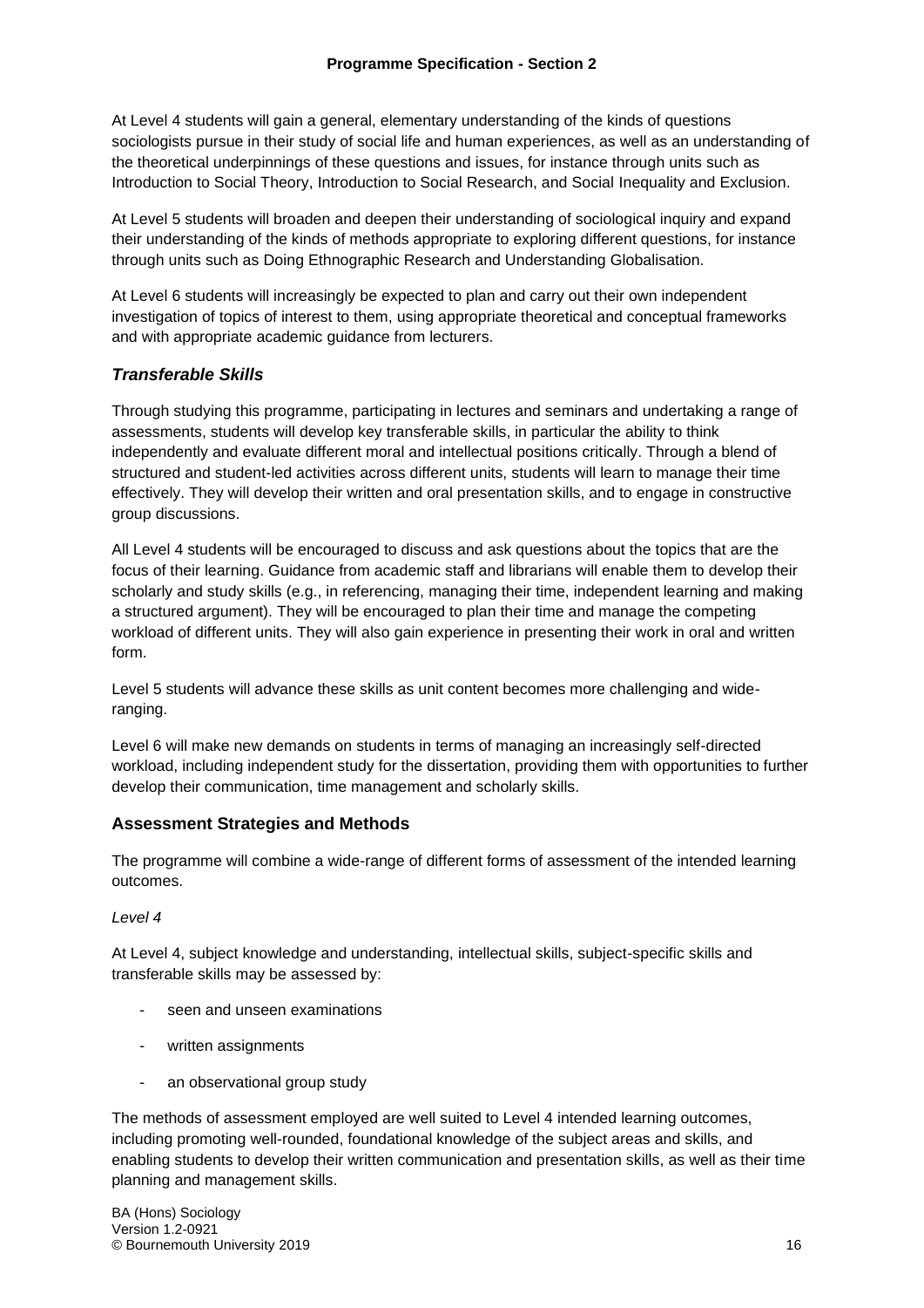At Level 4 students will gain a general, elementary understanding of the kinds of questions sociologists pursue in their study of social life and human experiences, as well as an understanding of the theoretical underpinnings of these questions and issues, for instance through units such as Introduction to Social Theory, Introduction to Social Research, and Social Inequality and Exclusion.

At Level 5 students will broaden and deepen their understanding of sociological inquiry and expand their understanding of the kinds of methods appropriate to exploring different questions, for instance through units such as Doing Ethnographic Research and Understanding Globalisation.

At Level 6 students will increasingly be expected to plan and carry out their own independent investigation of topics of interest to them, using appropriate theoretical and conceptual frameworks and with appropriate academic guidance from lecturers.

### *Transferable Skills*

Through studying this programme, participating in lectures and seminars and undertaking a range of assessments, students will develop key transferable skills, in particular the ability to think independently and evaluate different moral and intellectual positions critically. Through a blend of structured and student-led activities across different units, students will learn to manage their time effectively. They will develop their written and oral presentation skills, and to engage in constructive group discussions.

All Level 4 students will be encouraged to discuss and ask questions about the topics that are the focus of their learning. Guidance from academic staff and librarians will enable them to develop their scholarly and study skills (e.g., in referencing, managing their time, independent learning and making a structured argument). They will be encouraged to plan their time and manage the competing workload of different units. They will also gain experience in presenting their work in oral and written form.

Level 5 students will advance these skills as unit content becomes more challenging and wide-ranging.

Level 6 will make new demands on students in terms of managing an increasingly self-directed workload, including independent study for the dissertation, providing them with opportunities to further develop their communication, time management and scholarly skills.

### Assessment Strategies and Methods

The programme will combine a wide-range of different forms of assessment of the intended learning outcomes.

*Level 4*

At Level 4, subject knowledge and understanding, intellectual skills, subject-specific skills and transferable skills may be assessed by:

- seen and unseen examinations
- written assignments
- an observational group study

The methods of assessment employed are well suited to Level 4 intended learning outcomes, including promoting well-rounded, foundational knowledge of the subject areas and skills, and enabling students to develop their written communication and presentation skills, as well as their time planning and management skills.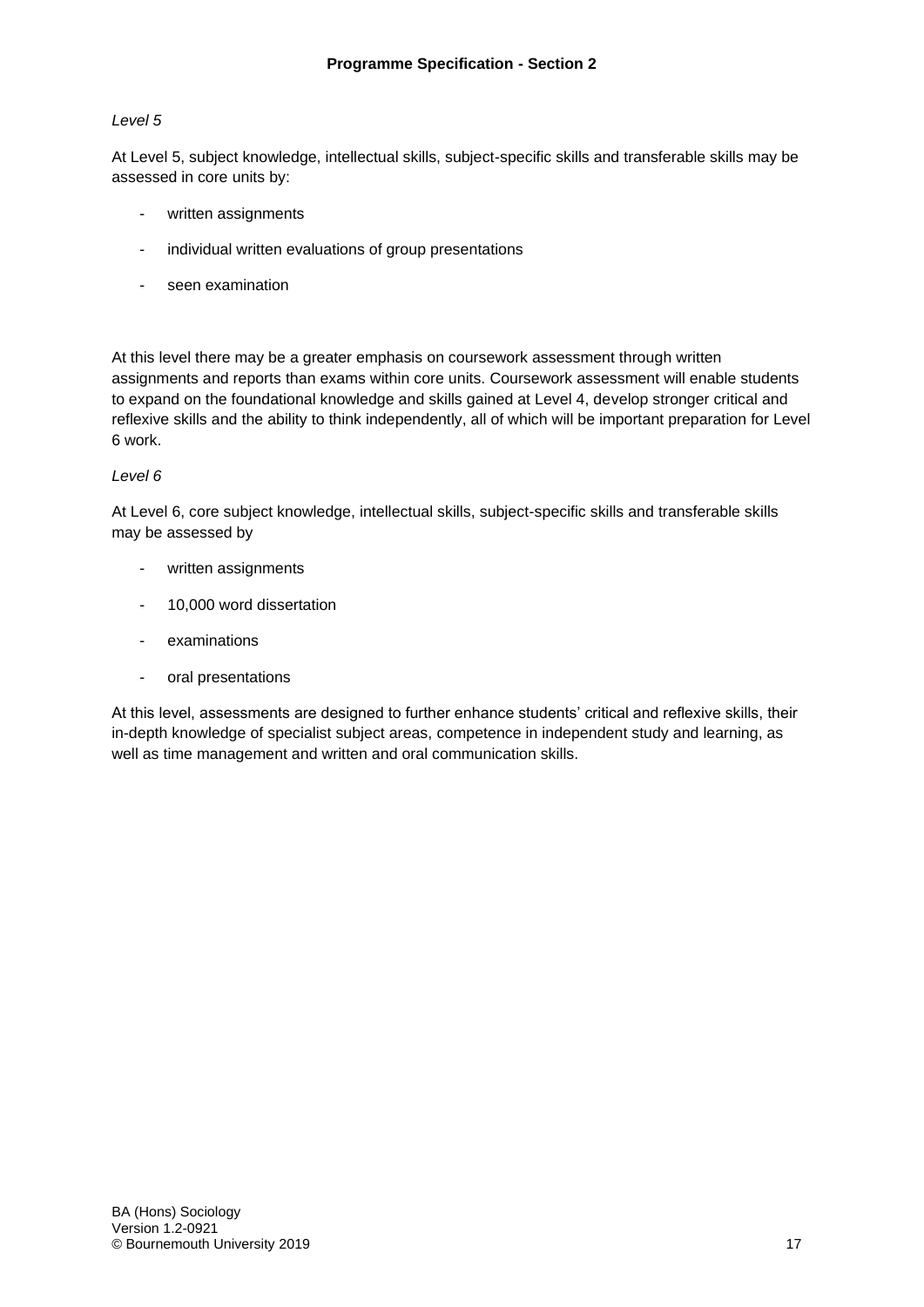*Level 5*

At Level 5, subject knowledge, intellectual skills, subject-specific skills and transferable skills may be assessed in core units by:

- written assignments
- individual written evaluations of group presentations
- seen examination

At this level there may be a greater emphasis on coursework assessment through written assignments and reports than exams within core units. Coursework assessment will enable students to expand on the foundational knowledge and skills gained at Level 4, develop stronger critical and reflexive skills and the ability to think independently, all of which will be important preparation for Level 6 work.

*Level 6*

At Level 6, core subject knowledge, intellectual skills, subject-specific skills and transferable skills may be assessed by

- written assignments
- 10,000 word dissertation
- examinations
- oral presentations

At this level, assessments are designed to further enhance students' critical and reflexive skills, their in-depth knowledge of specialist subject areas, competence in independent study and learning, as well as time management and written and oral communication skills.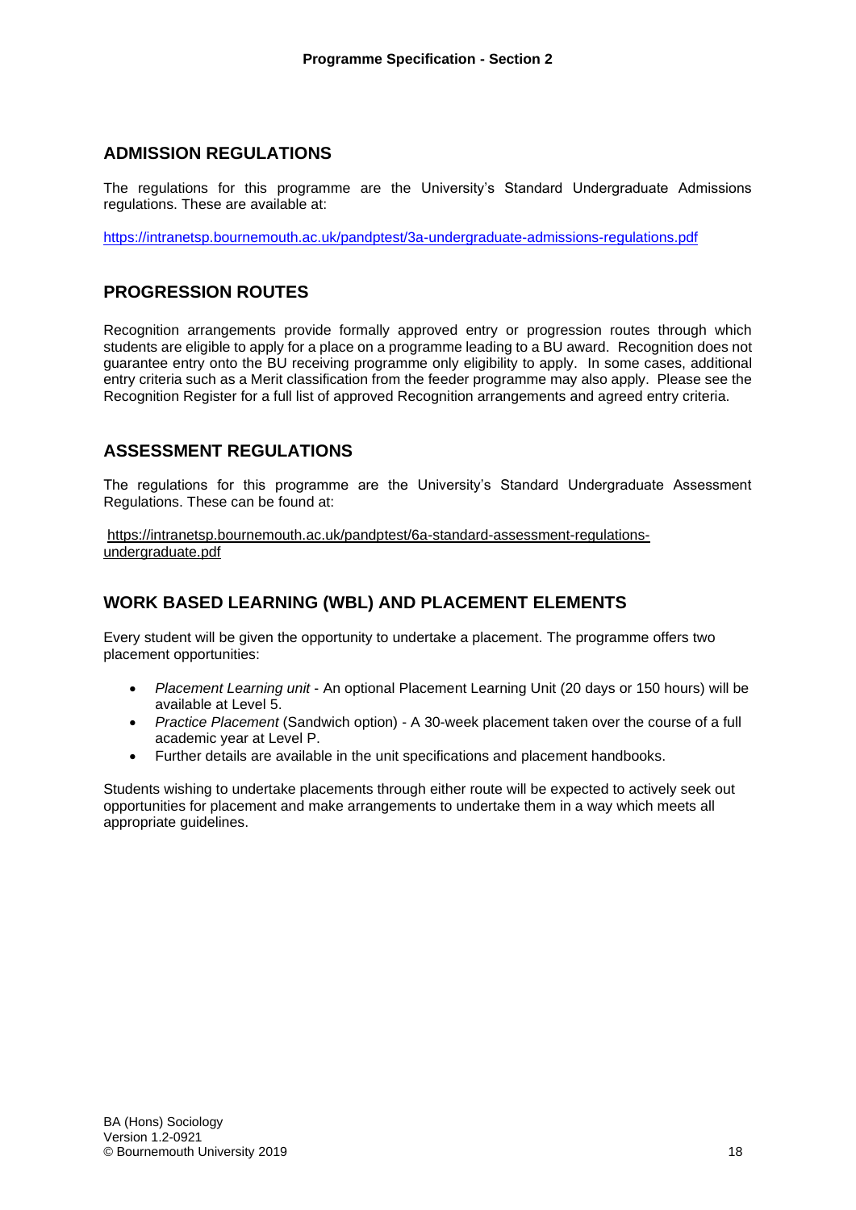## ADMISSION REGULATIONS

The regulations for this programme are the University's Standard Undergraduate Admissions regulations. These are available at:

https://intranetsp.bournemouth.ac.uk/pandptest/3a-undergraduate-admissions-regulations.pdf

## PROGRESSION ROUTES

Recognition arrangements provide formally approved entry or progression routes through which students are eligible to apply for a place on a programme leading to a BU award. Recognition does not guarantee entry onto the BU receiving programme only eligibility to apply. In some cases, additional entry criteria such as a Merit classification from the feeder programme may also apply. Please see the Recognition Register for a full list of approved Recognition arrangements and agreed entry criteria.

## ASSESSMENT REGULATIONS

The regulations for this programme are the University's Standard Undergraduate Assessment Regulations. These can be found at:

https://intranetsp.bournemouth.ac.uk/pandptest/6a-standard-assessment-regulations-undergraduate.pdf

## WORK BASED LEARNING (WBL) AND PLACEMENT ELEMENTS

Every student will be given the opportunity to undertake a placement. The programme offers two placement opportunities:

- *Placement Learning unit* - An optional Placement Learning Unit (20 days or 150 hours) will be available at Level 5.
- *Practice Placement* (Sandwich option) - A 30-week placement taken over the course of a full academic year at Level P.
- Further details are available in the unit specifications and placement handbooks.

Students wishing to undertake placements through either route will be expected to actively seek out opportunities for placement and make arrangements to undertake them in a way which meets all appropriate guidelines.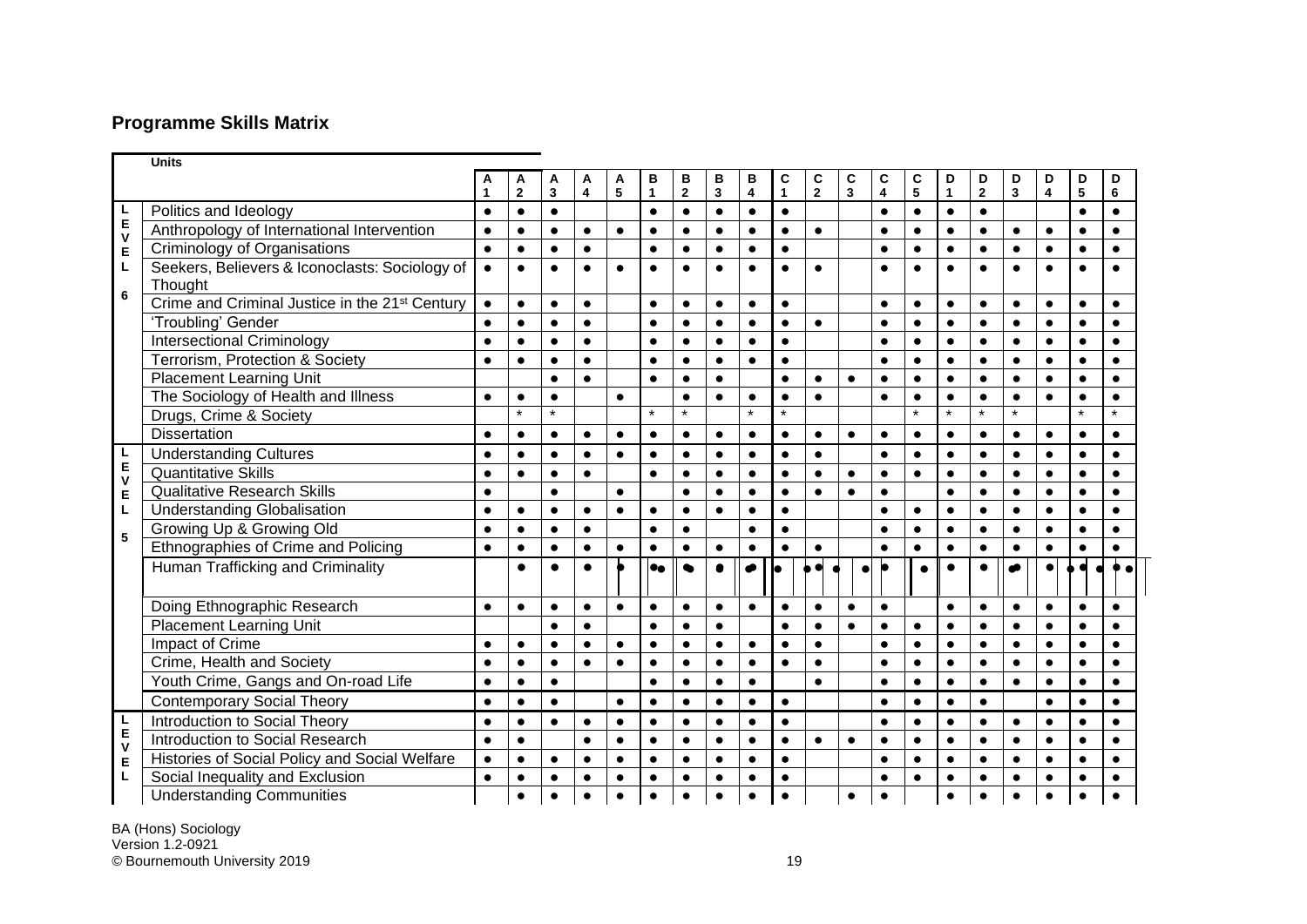## Programme Skills Matrix

| Level | Units | A1 | A2 | A3 | A4 | A5 | B1 | B2 | B3 | B4 | C1 | C2 | C3 | C4 | C5 | D1 | D2 | D3 | D4 | D5 | D6 |
|---|---|---|---|---|---|---|---|---|---|---|---|---|---|---|---|---|---|---|---|---|---|
| LEVEL 6 | Politics and Ideology | ● | ● | ● | | | ● | ● | ● | ● | ● | | | ● | ● | ● | ● | | | ● | ● |
| | Anthropology of International Intervention | ● | ● | ● | ● | ● | ● | ● | ● | ● | ● | ● | | ● | ● | ● | ● | ● | ● | ● | ● |
| | Criminology of Organisations | ● | ● | ● | ● | | ● | ● | ● | ● | ● | | | ● | ● | ● | ● | ● | ● | ● | ● |
| | Seekers, Believers & Iconoclasts: Sociology of Thought | ● | ● | ● | ● | ● | ● | ● | ● | ● | ● | ● | | ● | ● | ● | ● | ● | ● | ● | ● |
| | Crime and Criminal Justice in the 21st Century | ● | ● | ● | ● | | ● | ● | ● | ● | ● | | | ● | ● | ● | ● | ● | ● | ● | ● |
| | 'Troubling' Gender | ● | ● | ● | ● | | ● | ● | ● | ● | ● | ● | | ● | ● | ● | ● | ● | ● | ● | ● |
| | Intersectional Criminology | ● | ● | ● | ● | | ● | ● | ● | ● | ● | | | ● | ● | ● | ● | ● | ● | ● | ● |
| | Terrorism, Protection & Society | ● | ● | ● | ● | | ● | ● | ● | ● | ● | | | ● | ● | ● | ● | ● | ● | ● | ● |
| | Placement Learning Unit | | | ● | ● | | ● | ● | ● | | ● | ● | ● | ● | ● | ● | ● | ● | ● | ● | ● |
| | The Sociology of Health and Illness | ● | ● | ● | | ● | | ● | ● | ● | ● | ● | | ● | ● | ● | ● | ● | ● | ● | ● |
| | Drugs, Crime & Society | | * | * | | | * | * | | * | * | | | | * | * | * | * | | * | * |
| | Dissertation | ● | ● | ● | ● | ● | ● | ● | ● | ● | ● | ● | ● | ● | ● | ● | ● | ● | ● | ● | ● |
| LEVEL 5 | Understanding Cultures | ● | ● | ● | ● | ● | ● | ● | ● | ● | ● | ● | | ● | ● | ● | ● | ● | ● | ● | ● |
| | Quantitative Skills | ● | ● | ● | ● | | ● | ● | ● | ● | ● | ● | ● | ● | ● | ● | ● | ● | ● | ● | ● |
| | Qualitative Research Skills | ● | | ● | | ● | | ● | ● | ● | ● | ● | ● | ● | | ● | ● | ● | ● | ● | ● |
| | Understanding Globalisation | ● | ● | ● | ● | ● | ● | ● | ● | ● | ● | | | ● | ● | ● | ● | ● | ● | ● | ● |
| | Growing Up & Growing Old | ● | ● | ● | ● | | ● | ● | | ● | ● | | | ● | ● | ● | ● | ● | ● | ● | ● |
| | Ethnographies of Crime and Policing | ● | ● | ● | ● | ● | ● | ● | ● | ● | ● | ● | | ● | ● | ● | ● | ● | ● | ● | ● |
| | Human Trafficking and Criminality | | ● | ● | ● | ● | ● | ● | ● | ● | ● | ● | ● | ● | ● | ● | ● | ● | ● | ● | ● |
| | Doing Ethnographic Research | ● | ● | ● | ● | ● | ● | ● | ● | ● | ● | ● | ● | ● | | ● | ● | ● | ● | ● | ● |
| | Placement Learning Unit | | | ● | ● | | ● | ● | ● | | ● | ● | ● | ● | ● | ● | ● | ● | ● | ● | ● |
| | Impact of Crime | ● | ● | ● | ● | ● | ● | ● | ● | ● | ● | ● | | ● | ● | ● | ● | ● | ● | ● | ● |
| | Crime, Health and Society | ● | ● | ● | ● | ● | ● | ● | ● | ● | ● | ● | | ● | ● | ● | ● | ● | ● | ● | ● |
| | Youth Crime, Gangs and On-road Life | ● | ● | ● | | | ● | ● | ● | ● | | ● | | ● | ● | ● | ● | ● | ● | ● | ● |
| | Contemporary Social Theory | ● | ● | ● | | ● | ● | ● | ● | ● | ● | | | ● | ● | ● | ● | | ● | ● | ● |
| LEVEL | Introduction to Social Theory | ● | ● | ● | ● | ● | ● | ● | ● | ● | ● | | | ● | ● | ● | ● | ● | ● | ● | ● |
| | Introduction to Social Research | ● | ● | | ● | ● | ● | ● | ● | ● | ● | ● | ● | ● | ● | ● | ● | ● | ● | ● | ● |
| | Histories of Social Policy and Social Welfare | ● | ● | ● | ● | ● | ● | ● | ● | ● | ● | | | ● | ● | ● | ● | ● | ● | ● | ● |
| | Social Inequality and Exclusion | ● | ● | ● | ● | ● | ● | ● | ● | ● | ● | | | ● | ● | ● | ● | ● | ● | ● | ● |
| | Understanding Communities | | ● | ● | ● | ● | ● | ● | ● | ● | ● | | ● | ● | | ● | ● | ● | ● | ● | ● |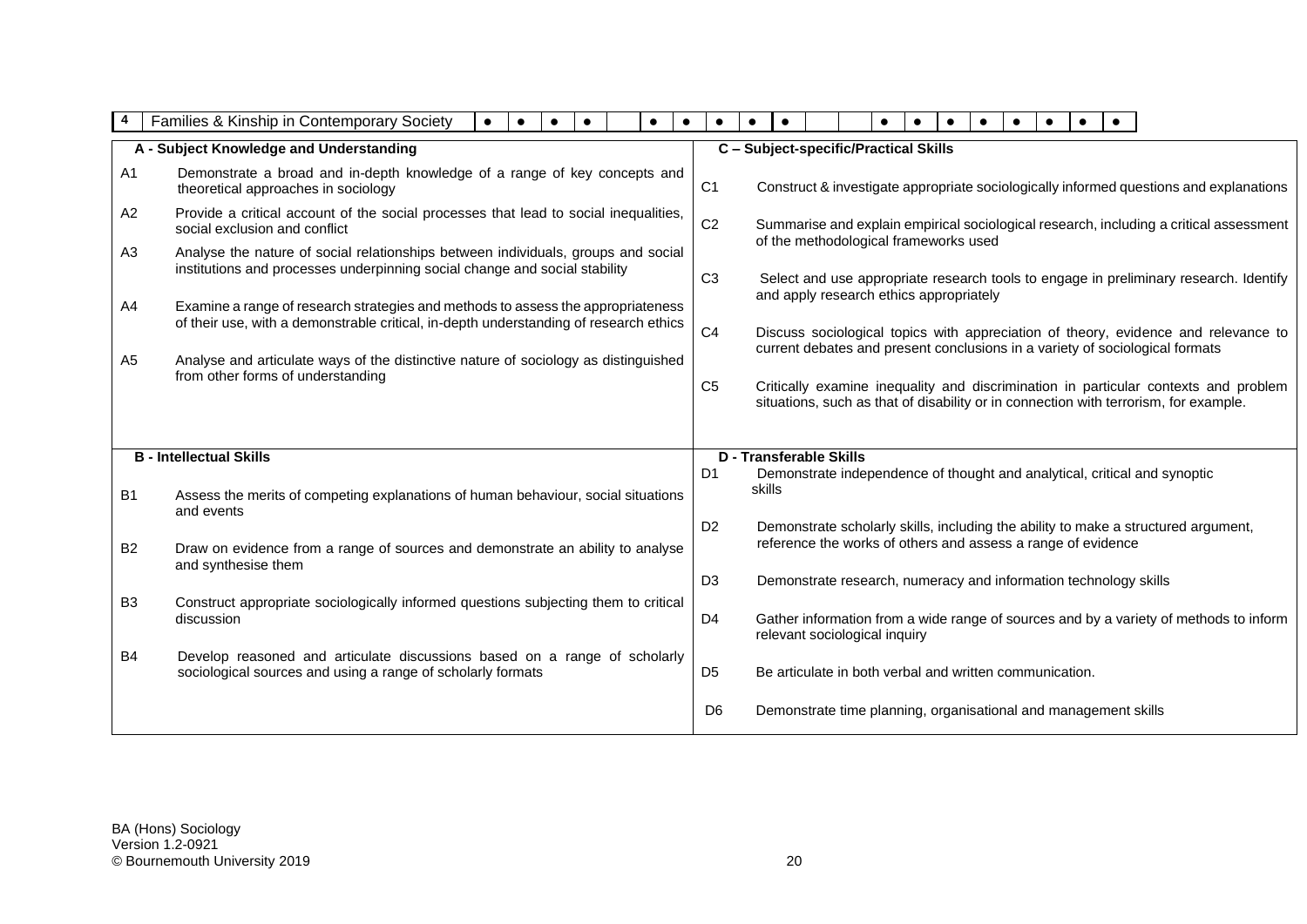| | | | | | | | | | | | | | | | | | | | | | |
|---|---|---|---|---|---|---|---|---|---|---|---|---|---|---|---|---|---|---|---|---|---|
| 4 | Families & Kinship in Contemporary Society | ● | ● | ● | ● | | ● | ● | ● | ● | ● | | | ● | ● | ● | ● | ● | ● | ● | ● |

### A - Subject Knowledge and Understanding

A1 Demonstrate a broad and in-depth knowledge of a range of key concepts and theoretical approaches in sociology

A2 Provide a critical account of the social processes that lead to social inequalities, social exclusion and conflict

A3 Analyse the nature of social relationships between individuals, groups and social institutions and processes underpinning social change and social stability

A4 Examine a range of research strategies and methods to assess the appropriateness of their use, with a demonstrable critical, in-depth understanding of research ethics

A5 Analyse and articulate ways of the distinctive nature of sociology as distinguished from other forms of understanding

### C – Subject-specific/Practical Skills

C1 Construct & investigate appropriate sociologically informed questions and explanations

C2 Summarise and explain empirical sociological research, including a critical assessment of the methodological frameworks used

C3 Select and use appropriate research tools to engage in preliminary research. Identify and apply research ethics appropriately

C4 Discuss sociological topics with appreciation of theory, evidence and relevance to current debates and present conclusions in a variety of sociological formats

C5 Critically examine inequality and discrimination in particular contexts and problem situations, such as that of disability or in connection with terrorism, for example.

### B - Intellectual Skills

B1 Assess the merits of competing explanations of human behaviour, social situations and events

B2 Draw on evidence from a range of sources and demonstrate an ability to analyse and synthesise them

B3 Construct appropriate sociologically informed questions subjecting them to critical discussion

B4 Develop reasoned and articulate discussions based on a range of scholarly sociological sources and using a range of scholarly formats

### D - Transferable Skills

D1 Demonstrate independence of thought and analytical, critical and synoptic skills

D2 Demonstrate scholarly skills, including the ability to make a structured argument, reference the works of others and assess a range of evidence

D3 Demonstrate research, numeracy and information technology skills

D4 Gather information from a wide range of sources and by a variety of methods to inform relevant sociological inquiry

D5 Be articulate in both verbal and written communication.

D6 Demonstrate time planning, organisational and management skills